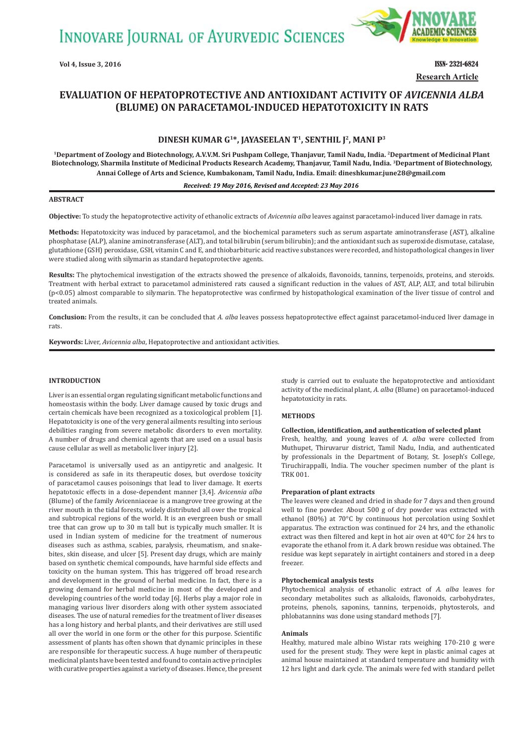# EVALUATION OF HEPATOPROTECTIVE AND ANTIOXIDANT ACTIVITY OF *AVICENNIA ALBA* (BLUME) ON PARACETAMOL-INDUCED HEPATOTOXICITY IN RATS

**DINESH KUMAR G[1]*, JAYASEELAN T[1], SENTHIL J[2], MANI P[3]**

[1]Department of Zoology and Biotechnology, A.V.V.M. Sri Pushpam College, Thanjavur, Tamil Nadu, India. [2]Department of Medicinal Plant Biotechnology, Sharmila Institute of Medicinal Products Research Academy, Thanjavur, Tamil Nadu, India. [3]Department of Biotechnology, Annai College of Arts and Science, Kumbakonam, Tamil Nadu, India. Email: dineshkumar.june28@gmail.com

*Received: 19 May 2016, Revised and Accepted: 23 May 2016*

## ABSTRACT

**Objective:** To study the hepatoprotective activity of ethanolic extracts of *Avicennia alba* leaves against paracetamol-induced liver damage in rats.

**Methods:** Hepatotoxicity was induced by paracetamol, and the biochemical parameters such as serum aspartate aminotransferase (AST), alkaline phosphatase (ALP), alanine aminotransferase (ALT), and total bilirubin (serum bilirubin); and the antioxidant such as superoxide dismutase, catalase, glutathione (GSH) peroxidase, GSH, vitamin C and E, and thiobarbituric acid reactive substances were recorded, and histopathological changes in liver were studied along with silymarin as standard hepatoprotective agents.

**Results:** The phytochemical investigation of the extracts showed the presence of alkaloids, flavonoids, tannins, terpenoids, proteins, and steroids. Treatment with herbal extract to paracetamol administered rats caused a significant reduction in the values of AST, ALP, ALT, and total bilirubin ($p<0.05$) almost comparable to silymarin. The hepatoprotective was confirmed by histopathological examination of the liver tissue of control and treated animals.

**Conclusion:** From the results, it can be concluded that *A. alba* leaves possess hepatoprotective effect against paracetamol-induced liver damage in rats.

**Keywords:** Liver, *Avicennia alba*, Hepatoprotective and antioxidant activities.

## INTRODUCTION

Liver is an essential organ regulating significant metabolic functions and homeostasis within the body. Liver damage caused by toxic drugs and certain chemicals have been recognized as a toxicological problem [1]. Hepatotoxicity is one of the very general ailments resulting into serious debilities ranging from severe metabolic disorders to even mortality. A number of drugs and chemical agents that are used on a usual basis cause cellular as well as metabolic liver injury [2].

Paracetamol is universally used as an antipyretic and analgesic. It is considered as safe in its therapeutic doses, but overdose toxicity of paracetamol causes poisonings that lead to liver damage. It exerts hepatotoxic effects in a dose-dependent manner [3,4]. *Avicennia alba* (Blume) of the family Avicenniaceae is a mangrove tree growing at the river mouth in the tidal forests, widely distributed all over the tropical and subtropical regions of the world. It is an evergreen bush or small tree that can grow up to 30 m tall but is typically much smaller. It is used in Indian system of medicine for the treatment of numerous diseases such as asthma, scabies, paralysis, rheumatism, and snake-bites, skin disease, and ulcer [5]. Present day drugs, which are mainly based on synthetic chemical compounds, have harmful side effects and toxicity on the human system. This has triggered off broad research and development in the ground of herbal medicine. In fact, there is a growing demand for herbal medicine in most of the developed and developing countries of the world today [6]. Herbs play a major role in managing various liver disorders along with other system associated diseases. The use of natural remedies for the treatment of liver diseases has a long history and herbal plants, and their derivatives are still used all over the world in one form or the other for this purpose. Scientific assessment of plants has often shown that dynamic principles in these are responsible for therapeutic success. A huge number of therapeutic medicinal plants have been tested and found to contain active principles with curative properties against a variety of diseases. Hence, the present study is carried out to evaluate the hepatoprotective and antioxidant activity of the medicinal plant, *A. alba* (Blume) on paracetamol-induced hepatotoxicity in rats.

## METHODS

### Collection, identification, and authentication of selected plant

Fresh, healthy, and young leaves of *A. alba* were collected from Muthupet, Thiruvarur district, Tamil Nadu, India, and authenticated by professionals in the Department of Botany, St. Joseph's College, Tiruchirappalli, India. The voucher specimen number of the plant is TRK 001.

### Preparation of plant extracts

The leaves were cleaned and dried in shade for 7 days and then ground well to fine powder. About 500 g of dry powder was extracted with ethanol (80%) at 70°C by continuous hot percolation using Soxhlet apparatus. The extraction was continued for 24 hrs, and the ethanolic extract was then filtered and kept in hot air oven at 40°C for 24 hrs to evaporate the ethanol from it. A dark brown residue was obtained. The residue was kept separately in airtight containers and stored in a deep freezer.

### Phytochemical analysis tests

Phytochemical analysis of ethanolic extract of *A. alba* leaves for secondary metabolites such as alkaloids, flavonoids, carbohydrates, proteins, phenols, saponins, tannins, terpenoids, phytosterols, and phlobatannins was done using standard methods [7].

### Animals

Healthy, matured male albino Wistar rats weighing 170-210 g were used for the present study. They were kept in plastic animal cages at animal house maintained at standard temperature and humidity with 12 hrs light and dark cycle. The animals were fed with standard pellet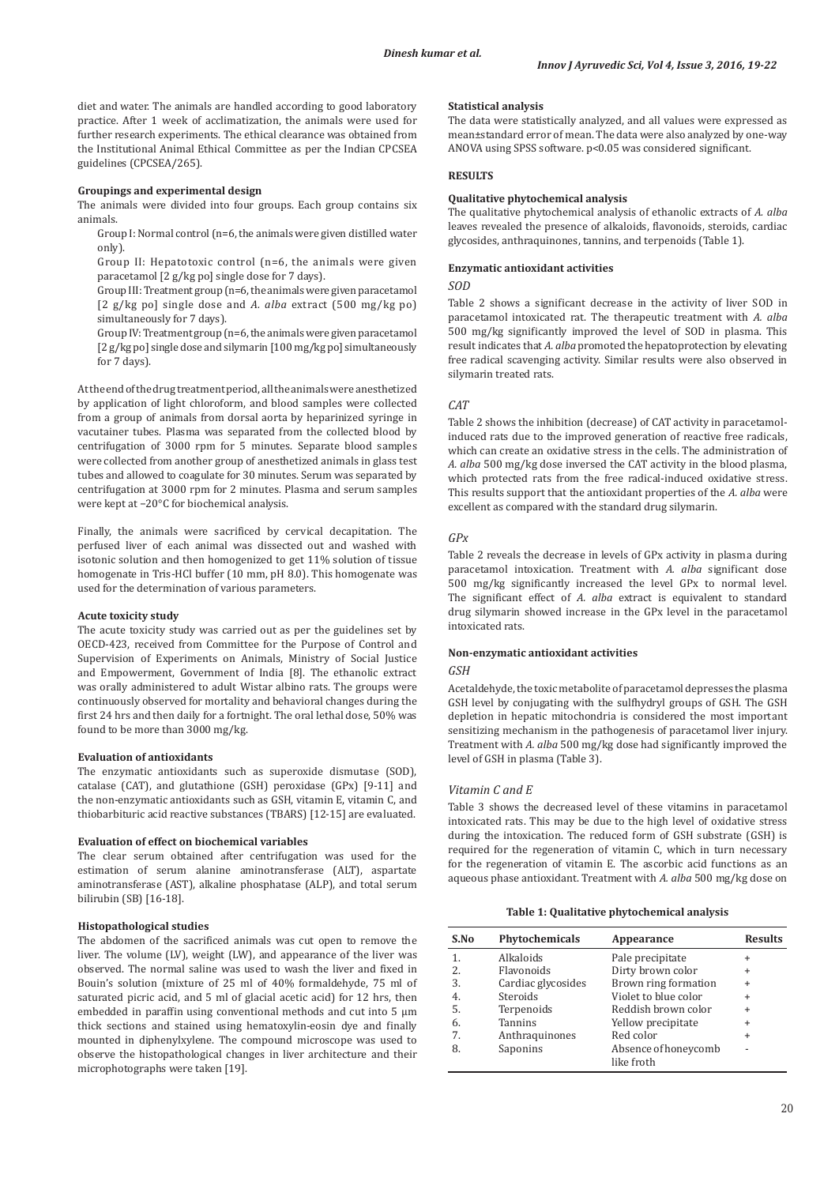diet and water. The animals are handled according to good laboratory practice. After 1 week of acclimatization, the animals were used for further research experiments. The ethical clearance was obtained from the Institutional Animal Ethical Committee as per the Indian CPCSEA guidelines (CPCSEA/265).

**Groupings and experimental design**

The animals were divided into four groups. Each group contains six animals.

Group I: Normal control (n=6, the animals were given distilled water only).

Group II: Hepatotoxic control (n=6, the animals were given paracetamol [2 g/kg po] single dose for 7 days).

Group III: Treatment group (n=6, the animals were given paracetamol [2 g/kg po] single dose and *A. alba* extract (500 mg/kg po) simultaneously for 7 days).

Group IV: Treatment group (n=6, the animals were given paracetamol [2 g/kg po] single dose and silymarin [100 mg/kg po] simultaneously for 7 days).

At the end of the drug treatment period, all the animals were anesthetized by application of light chloroform, and blood samples were collected from a group of animals from dorsal aorta by heparinized syringe in vacutainer tubes. Plasma was separated from the collected blood by centrifugation of 3000 rpm for 5 minutes. Separate blood samples were collected from another group of anesthetized animals in glass test tubes and allowed to coagulate for 30 minutes. Serum was separated by centrifugation at 3000 rpm for 2 minutes. Plasma and serum samples were kept at −20°C for biochemical analysis.

Finally, the animals were sacrificed by cervical decapitation. The perfused liver of each animal was dissected out and washed with isotonic solution and then homogenized to get 11% solution of tissue homogenate in Tris-HCl buffer (10 mm, pH 8.0). This homogenate was used for the determination of various parameters.

**Acute toxicity study**

The acute toxicity study was carried out as per the guidelines set by OECD-423, received from Committee for the Purpose of Control and Supervision of Experiments on Animals, Ministry of Social Justice and Empowerment, Government of India [8]. The ethanolic extract was orally administered to adult Wistar albino rats. The groups were continuously observed for mortality and behavioral changes during the first 24 hrs and then daily for a fortnight. The oral lethal dose, 50% was found to be more than 3000 mg/kg.

**Evaluation of antioxidants**

The enzymatic antioxidants such as superoxide dismutase (SOD), catalase (CAT), and glutathione (GSH) peroxidase (GPx) [9-11] and the non-enzymatic antioxidants such as GSH, vitamin E, vitamin C, and thiobarbituric acid reactive substances (TBARS) [12-15] are evaluated.

**Evaluation of effect on biochemical variables**

The clear serum obtained after centrifugation was used for the estimation of serum alanine aminotransferase (ALT), aspartate aminotransferase (AST), alkaline phosphatase (ALP), and total serum bilirubin (SB) [16-18].

**Histopathological studies**

The abdomen of the sacrificed animals was cut open to remove the liver. The volume (LV), weight (LW), and appearance of the liver was observed. The normal saline was used to wash the liver and fixed in Bouin's solution (mixture of 25 ml of 40% formaldehyde, 75 ml of saturated picric acid, and 5 ml of glacial acetic acid) for 12 hrs, then embedded in paraffin using conventional methods and cut into 5 µm thick sections and stained using hematoxylin-eosin dye and finally mounted in diphenylxylene. The compound microscope was used to observe the histopathological changes in liver architecture and their microphotographs were taken [19].

**Statistical analysis**

The data were statistically analyzed, and all values were expressed as mean±standard error of mean. The data were also analyzed by one-way ANOVA using SPSS software. $p<0.05$ was considered significant.

## RESULTS

**Qualitative phytochemical analysis**

The qualitative phytochemical analysis of ethanolic extracts of *A. alba* leaves revealed the presence of alkaloids, flavonoids, steroids, cardiac glycosides, anthraquinones, tannins, and terpenoids (Table 1).

**Enzymatic antioxidant activities**

*SOD*

Table 2 shows a significant decrease in the activity of liver SOD in paracetamol intoxicated rat. The therapeutic treatment with *A. alba* 500 mg/kg significantly improved the level of SOD in plasma. This result indicates that *A. alba* promoted the hepatoprotection by elevating free radical scavenging activity. Similar results were also observed in silymarin treated rats.

*CAT*

Table 2 shows the inhibition (decrease) of CAT activity in paracetamol-induced rats due to the improved generation of reactive free radicals, which can create an oxidative stress in the cells. The administration of *A. alba* 500 mg/kg dose inversed the CAT activity in the blood plasma, which protected rats from the free radical-induced oxidative stress. This results support that the antioxidant properties of the *A. alba* were excellent as compared with the standard drug silymarin.

*GPx*

Table 2 reveals the decrease in levels of GPx activity in plasma during paracetamol intoxication. Treatment with *A. alba* significant dose 500 mg/kg significantly increased the level GPx to normal level. The significant effect of *A. alba* extract is equivalent to standard drug silymarin showed increase in the GPx level in the paracetamol intoxicated rats.

**Non-enzymatic antioxidant activities**

*GSH*

Acetaldehyde, the toxic metabolite of paracetamol depresses the plasma GSH level by conjugating with the sulfhydryl groups of GSH. The GSH depletion in hepatic mitochondria is considered the most important sensitizing mechanism in the pathogenesis of paracetamol liver injury. Treatment with *A. alba* 500 mg/kg dose had significantly improved the level of GSH in plasma (Table 3).

*Vitamin C and E*

Table 3 shows the decreased level of these vitamins in paracetamol intoxicated rats. This may be due to the high level of oxidative stress during the intoxication. The reduced form of GSH substrate (GSH) is required for the regeneration of vitamin C, which in turn necessary for the regeneration of vitamin E. The ascorbic acid functions as an aqueous phase antioxidant. Treatment with *A. alba* 500 mg/kg dose on

**Table 1: Qualitative phytochemical analysis**

| S.No | Phytochemicals | Appearance | Results |
|---|---|---|---|
| 1. | Alkaloids | Pale precipitate | + |
| 2. | Flavonoids | Dirty brown color | + |
| 3. | Cardiac glycosides | Brown ring formation | + |
| 4. | Steroids | Violet to blue color | + |
| 5. | Terpenoids | Reddish brown color | + |
| 6. | Tannins | Yellow precipitate | + |
| 7. | Anthraquinones | Red color | + |
| 8. | Saponins | Absence of honeycomb like froth | - |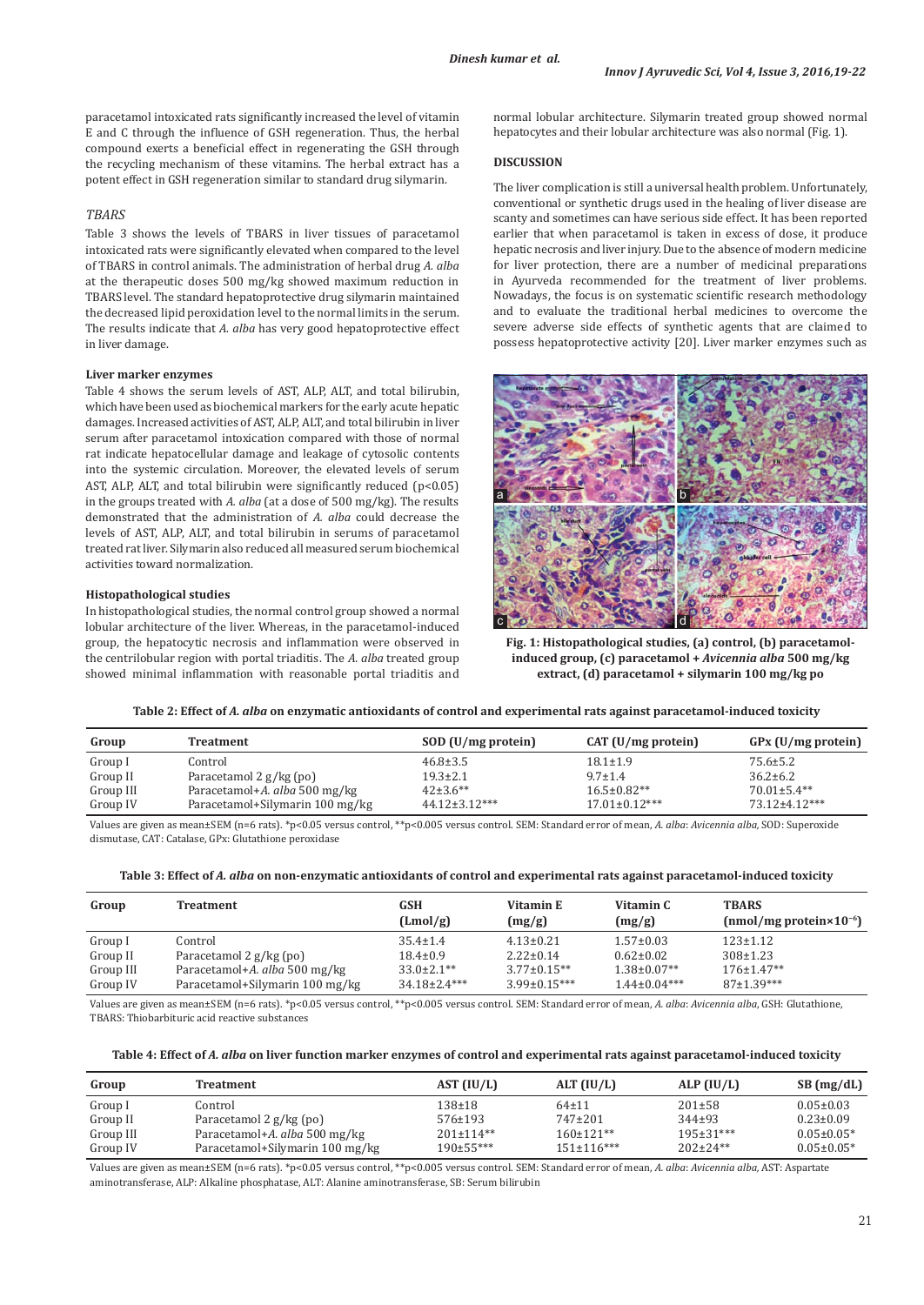paracetamol intoxicated rats significantly increased the level of vitamin E and C through the influence of GSH regeneration. Thus, the herbal compound exerts a beneficial effect in regenerating the GSH through the recycling mechanism of these vitamins. The herbal extract has a potent effect in GSH regeneration similar to standard drug silymarin.

### *TBARS*

Table 3 shows the levels of TBARS in liver tissues of paracetamol intoxicated rats were significantly elevated when compared to the level of TBARS in control animals. The administration of herbal drug *A. alba* at the therapeutic doses 500 mg/kg showed maximum reduction in TBARS level. The standard hepatoprotective drug silymarin maintained the decreased lipid peroxidation level to the normal limits in the serum. The results indicate that *A. alba* has very good hepatoprotective effect in liver damage.

### Liver marker enzymes

Table 4 shows the serum levels of AST, ALP, ALT, and total bilirubin, which have been used as biochemical markers for the early acute hepatic damages. Increased activities of AST, ALP, ALT, and total bilirubin in liver serum after paracetamol intoxication compared with those of normal rat indicate hepatocellular damage and leakage of cytosolic contents into the systemic circulation. Moreover, the elevated levels of serum AST, ALP, ALT, and total bilirubin were significantly reduced ($p<0.05$) in the groups treated with *A. alba* (at a dose of 500 mg/kg). The results demonstrated that the administration of *A. alba* could decrease the levels of AST, ALP, ALT, and total bilirubin in serums of paracetamol treated rat liver. Silymarin also reduced all measured serum biochemical activities toward normalization.

### Histopathological studies

In histopathological studies, the normal control group showed a normal lobular architecture of the liver. Whereas, in the paracetamol-induced group, the hepatocytic necrosis and inflammation were observed in the centrilobular region with portal triaditis. The *A. alba* treated group showed minimal inflammation with reasonable portal triaditis and normal lobular architecture. Silymarin treated group showed normal hepatocytes and their lobular architecture was also normal (Fig. 1).

## DISCUSSION

The liver complication is still a universal health problem. Unfortunately, conventional or synthetic drugs used in the healing of liver disease are scanty and sometimes can have serious side effect. It has been reported earlier that when paracetamol is taken in excess of dose, it produce hepatic necrosis and liver injury. Due to the absence of modern medicine for liver protection, there are a number of medicinal preparations in Ayurveda recommended for the treatment of liver problems. Nowadays, the focus is on systematic scientific research methodology and to evaluate the traditional herbal medicines to overcome the severe adverse side effects of synthetic agents that are claimed to possess hepatoprotective activity [20]. Liver marker enzymes such as

**Fig. 1: Histopathological studies, (a) control, (b) paracetamol-induced group, (c) paracetamol + *Avicennia alba* 500 mg/kg extract, (d) paracetamol + silymarin 100 mg/kg po**

**Table 2: Effect of *A. alba* on enzymatic antioxidants of control and experimental rats against paracetamol-induced toxicity**

| Group | Treatment | SOD (U/mg protein) | CAT (U/mg protein) | GPx (U/mg protein) |
|---|---|---|---|---|
| Group I | Control | 46.8±3.5 | 18.1±1.9 | 75.6±5.2 |
| Group II | Paracetamol 2 g/kg (po) | 19.3±2.1 | 9.7±1.4 | 36.2±6.2 |
| Group III | Paracetamol+*A. alba* 500 mg/kg | 42±3.6** | 16.5±0.82** | 70.01±5.4** |
| Group IV | Paracetamol+Silymarin 100 mg/kg | 44.12±3.12*** | 17.01±0.12*** | 73.12±4.12*** |

Values are given as mean±SEM (n=6 rats). *p<0.05 versus control, **p<0.005 versus control. SEM: Standard error of mean, *A. alba*: *Avicennia alba*, SOD: Superoxide dismutase, CAT: Catalase, GPx: Glutathione peroxidase

**Table 3: Effect of *A. alba* on non-enzymatic antioxidants of control and experimental rats against paracetamol-induced toxicity**

| Group | Treatment | GSH (Lmol/g) | Vitamin E (mg/g) | Vitamin C (mg/g) | TBARS (nmol/mg protein×$10^{-6}$) |
|---|---|---|---|---|---|
| Group I | Control | 35.4±1.4 | 4.13±0.21 | 1.57±0.03 | 123±1.12 |
| Group II | Paracetamol 2 g/kg (po) | 18.4±0.9 | 2.22±0.14 | 0.62±0.02 | 308±1.23 |
| Group III | Paracetamol+*A. alba* 500 mg/kg | 33.0±2.1** | 3.77±0.15** | 1.38±0.07** | 176±1.47** |
| Group IV | Paracetamol+Silymarin 100 mg/kg | 34.18±2.4*** | 3.99±0.15*** | 1.44±0.04*** | 87±1.39*** |

Values are given as mean±SEM (n=6 rats). *p<0.05 versus control, **p<0.005 versus control. SEM: Standard error of mean, *A. alba*: *Avicennia alba*, GSH: Glutathione, TBARS: Thiobarbituric acid reactive substances

**Table 4: Effect of *A. alba* on liver function marker enzymes of control and experimental rats against paracetamol-induced toxicity**

| Group | Treatment | AST (IU/L) | ALT (IU/L) | ALP (IU/L) | SB (mg/dL) |
|---|---|---|---|---|---|
| Group I | Control | 138±18 | 64±11 | 201±58 | 0.05±0.03 |
| Group II | Paracetamol 2 g/kg (po) | 576±193 | 747±201 | 344±93 | 0.23±0.09 |
| Group III | Paracetamol+*A. alba* 500 mg/kg | 201±114** | 160±121** | 195±31*** | 0.05±0.05* |
| Group IV | Paracetamol+Silymarin 100 mg/kg | 190±55*** | 151±116*** | 202±24** | 0.05±0.05* |

Values are given as mean±SEM (n=6 rats). *p<0.05 versus control, **p<0.005 versus control. SEM: Standard error of mean, *A. alba*: *Avicennia alba*, AST: Aspartate aminotransferase, ALP: Alkaline phosphatase, ALT: Alanine aminotransferase, SB: Serum bilirubin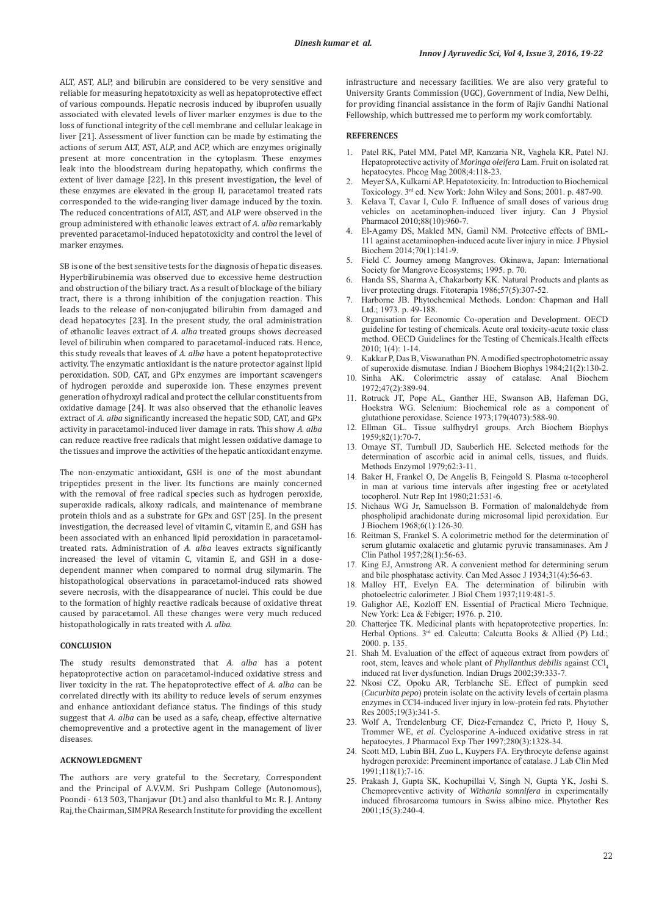ALT, AST, ALP, and bilirubin are considered to be very sensitive and reliable for measuring hepatotoxicity as well as hepatoprotective effect of various compounds. Hepatic necrosis induced by ibuprofen usually associated with elevated levels of liver marker enzymes is due to the loss of functional integrity of the cell membrane and cellular leakage in liver [21]. Assessment of liver function can be made by estimating the actions of serum ALT, AST, ALP, and ACP, which are enzymes originally present at more concentration in the cytoplasm. These enzymes leak into the bloodstream during hepatopathy, which confirms the extent of liver damage [22]. In this present investigation, the level of these enzymes are elevated in the group II, paracetamol treated rats corresponded to the wide-ranging liver damage induced by the toxin. The reduced concentrations of ALT, AST, and ALP were observed in the group administered with ethanolic leaves extract of *A. alba* remarkably prevented paracetamol-induced hepatotoxicity and control the level of marker enzymes.

SB is one of the best sensitive tests for the diagnosis of hepatic diseases. Hyperbilirubinemia was observed due to excessive heme destruction and obstruction of the biliary tract. As a result of blockage of the biliary tract, there is a throng inhibition of the conjugation reaction. This leads to the release of non-conjugated bilirubin from damaged and dead hepatocytes [23]. In the present study, the oral administration of ethanolic leaves extract of *A. alba* treated groups shows decreased level of bilirubin when compared to paracetamol-induced rats. Hence, this study reveals that leaves of *A. alba* have a potent hepatoprotective activity. The enzymatic antioxidant is the nature protector against lipid peroxidation. SOD, CAT, and GPx enzymes are important scavengers of hydrogen peroxide and superoxide ion. These enzymes prevent generation of hydroxyl radical and protect the cellular constituents from oxidative damage [24]. It was also observed that the ethanolic leaves extract of *A. alba* significantly increased the hepatic SOD, CAT, and GPx activity in paracetamol-induced liver damage in rats. This show *A. alba* can reduce reactive free radicals that might lessen oxidative damage to the tissues and improve the activities of the hepatic antioxidant enzyme.

The non-enzymatic antioxidant, GSH is one of the most abundant tripeptides present in the liver. Its functions are mainly concerned with the removal of free radical species such as hydrogen peroxide, superoxide radicals, alkoxy radicals, and maintenance of membrane protein thiols and as a substrate for GPx and GST [25]. In the present investigation, the decreased level of vitamin C, vitamin E, and GSH has been associated with an enhanced lipid peroxidation in paracetamol-treated rats. Administration of *A. alba* leaves extracts significantly increased the level of vitamin C, vitamin E, and GSH in a dose-dependent manner when compared to normal drug silymarin. The histopathological observations in paracetamol-induced rats showed severe necrosis, with the disappearance of nuclei. This could be due to the formation of highly reactive radicals because of oxidative threat caused by paracetamol. All these changes were very much reduced histopathologically in rats treated with *A. alba*.

## CONCLUSION

The study results demonstrated that *A. alba* has a potent hepatoprotective action on paracetamol-induced oxidative stress and liver toxicity in the rat. The hepatoprotective effect of *A. alba* can be correlated directly with its ability to reduce levels of serum enzymes and enhance antioxidant defiance status. The findings of this study suggest that *A. alba* can be used as a safe, cheap, effective alternative chemopreventive and a protective agent in the management of liver diseases.

## ACKNOWLEDGMENT

The authors are very grateful to the Secretary, Correspondent and the Principal of A.V.V.M. Sri Pushpam College (Autonomous), Poondi - 613 503, Thanjavur (Dt.) and also thankful to Mr. R. J. Antony Raj, the Chairman, SIMPRA Research Institute for providing the excellent infrastructure and necessary facilities. We are also very grateful to University Grants Commission (UGC), Government of India, New Delhi, for providing financial assistance in the form of Rajiv Gandhi National Fellowship, which buttressed me to perform my work comfortably.

## REFERENCES

1. Patel RK, Patel MM, Patel MP, Kanzaria NR, Vaghela KR, Patel NJ. Hepatoprotective activity of *Moringa oleifera* Lam. Fruit on isolated rat hepatocytes. Phcog Mag 2008;4:118-23.
2. Meyer SA, Kulkarni AP. Hepatotoxicity. In: Introduction to Biochemical Toxicology. 3rd ed. New York: John Wiley and Sons; 2001. p. 487-90.
3. Kelava T, Cavar I, Culo F. Influence of small doses of various drug vehicles on acetaminophen-induced liver injury. Can J Physiol Pharmacol 2010;88(10):960-7.
4. El-Agamy DS, Makled MN, Gamil NM. Protective effects of BML-111 against acetaminophen-induced acute liver injury in mice. J Physiol Biochem 2014;70(1):141-9.
5. Field C. Journey among Mangroves. Okinawa, Japan: International Society for Mangrove Ecosystems; 1995. p. 70.
6. Handa SS, Sharma A, Chakarborty KK. Natural Products and plants as liver protecting drugs. Fitoterapia 1986;57(5):307-52.
7. Harborne JB. Phytochemical Methods. London: Chapman and Hall Ltd.; 1973. p. 49-188.
8. Organisation for Economic Co-operation and Development. OECD guideline for testing of chemicals. Acute oral toxicity-acute toxic class method. OECD Guidelines for the Testing of Chemicals.Health effects 2010; 1(4): 1-14.
9. Kakkar P, Das B, Viswanathan PN. A modified spectrophotometric assay of superoxide dismutase. Indian J Biochem Biophys 1984;21(2):130-2.
10. Sinha AK. Colorimetric assay of catalase. Anal Biochem 1972;47(2):389-94.
11. Rotruck JT, Pope AL, Ganther HE, Swanson AB, Hafeman DG, Hoekstra WG. Selenium: Biochemical role as a component of glutathione peroxidase. Science 1973;179(4073):588-90.
12. Ellman GL. Tissue sulfhydryl groups. Arch Biochem Biophys 1959;82(1):70-7.
13. Omaye ST, Turnbull JD, Sauberlich HE. Selected methods for the determination of ascorbic acid in animal cells, tissues, and fluids. Methods Enzymol 1979;62:3-11.
14. Baker H, Frankel O, De Angelis B, Feingold S. Plasma α-tocopherol in man at various time intervals after ingesting free or acetylated tocopherol. Nutr Rep Int 1980;21:531-6.
15. Niehaus WG Jr, Samuelsson B. Formation of malonaldehyde from phospholipid arachidonate during microsomal lipid peroxidation. Eur J Biochem 1968;6(1):126-30.
16. Reitman S, Frankel S. A colorimetric method for the determination of serum glutamic oxalacetic and glutamic pyruvic transaminases. Am J Clin Pathol 1957;28(1):56-63.
17. King EJ, Armstrong AR. A convenient method for determining serum and bile phosphatase activity. Can Med Assoc J 1934;31(4):56-63.
18. Malloy HT, Evelyn EA. The determination of bilirubin with photoelectric calorimeter. J Biol Chem 1937;119:481-5.
19. Galighor AE, Kozloff EN. Essential of Practical Micro Technique. New York: Lea & Febiger; 1976. p. 210.
20. Chatterjee TK. Medicinal plants with hepatoprotective properties. In: Herbal Options. 3rd ed. Calcutta: Calcutta Books & Allied (P) Ltd.; 2000. p. 135.
21. Shah M. Evaluation of the effect of aqueous extract from powders of root, stem, leaves and whole plant of *Phyllanthus debilis* against $CCl_4$ induced rat liver dysfunction. Indian Drugs 2002;39:333-7.
22. Nkosi CZ, Opoku AR, Terblanche SE. Effect of pumpkin seed (*Cucurbita pepo*) protein isolate on the activity levels of certain plasma enzymes in CCl4-induced liver injury in low-protein fed rats. Phytother Res 2005;19(3):341-5.
23. Wolf A, Trendelenburg CF, Diez-Fernandez C, Prieto P, Houy S, Trommer WE, *et al*. Cyclosporine A-induced oxidative stress in rat hepatocytes. J Pharmacol Exp Ther 1997;280(3):1328-34.
24. Scott MD, Lubin BH, Zuo L, Kuypers FA. Erythrocyte defense against hydrogen peroxide: Preeminent importance of catalase. J Lab Clin Med 1991;118(1):7-16.
25. Prakash J, Gupta SK, Kochupillai V, Singh N, Gupta YK, Joshi S. Chemopreventive activity of *Withania somnifera* in experimentally induced fibrosarcoma tumours in Swiss albino mice. Phytother Res 2001;15(3):240-4.